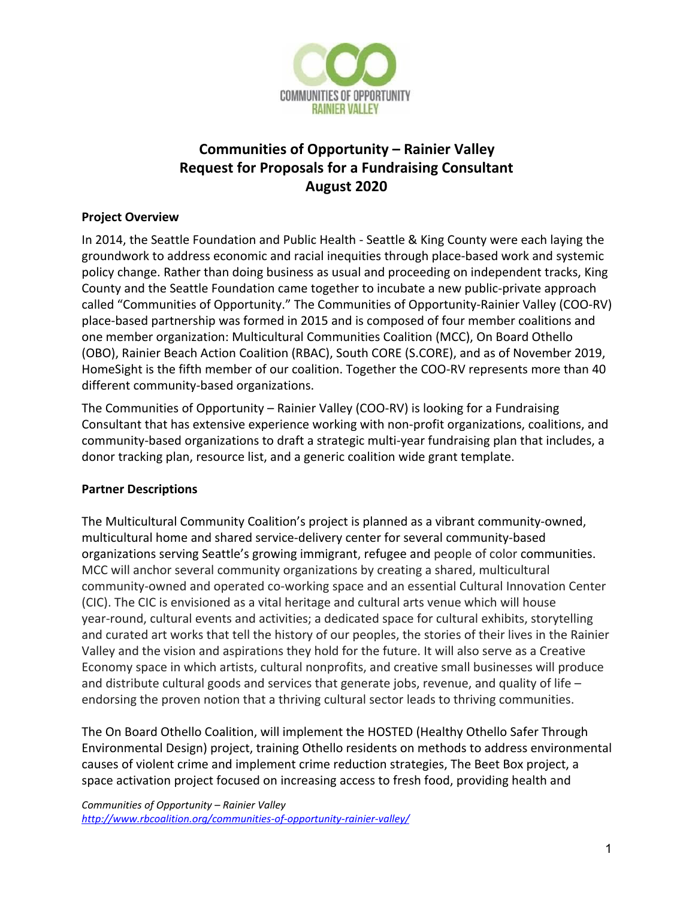# Communities of Opportunity – Rainier Valley
# Request for Proposals for a Fundraising Consultant
# August 2020

**Project Overview**

In 2014, the Seattle Foundation and Public Health - Seattle & King County were each laying the groundwork to address economic and racial inequities through place-based work and systemic policy change. Rather than doing business as usual and proceeding on independent tracks, King County and the Seattle Foundation came together to incubate a new public-private approach called "Communities of Opportunity." The Communities of Opportunity-Rainier Valley (COO-RV) place-based partnership was formed in 2015 and is composed of four member coalitions and one member organization: Multicultural Communities Coalition (MCC), On Board Othello (OBO), Rainier Beach Action Coalition (RBAC), South CORE (S.CORE), and as of November 2019, HomeSight is the fifth member of our coalition. Together the COO-RV represents more than 40 different community-based organizations.

The Communities of Opportunity – Rainier Valley (COO-RV) is looking for a Fundraising Consultant that has extensive experience working with non-profit organizations, coalitions, and community-based organizations to draft a strategic multi-year fundraising plan that includes, a donor tracking plan, resource list, and a generic coalition wide grant template.

**Partner Descriptions**

The Multicultural Community Coalition's project is planned as a vibrant community-owned, multicultural home and shared service-delivery center for several community-based organizations serving Seattle's growing immigrant, refugee and people of color communities. MCC will anchor several community organizations by creating a shared, multicultural community-owned and operated co-working space and an essential Cultural Innovation Center (CIC). The CIC is envisioned as a vital heritage and cultural arts venue which will house year-round, cultural events and activities; a dedicated space for cultural exhibits, storytelling and curated art works that tell the history of our peoples, the stories of their lives in the Rainier Valley and the vision and aspirations they hold for the future. It will also serve as a Creative Economy space in which artists, cultural nonprofits, and creative small businesses will produce and distribute cultural goods and services that generate jobs, revenue, and quality of life – endorsing the proven notion that a thriving cultural sector leads to thriving communities.

The On Board Othello Coalition, will implement the HOSTED (Healthy Othello Safer Through Environmental Design) project, training Othello residents on methods to address environmental causes of violent crime and implement crime reduction strategies, The Beet Box project, a space activation project focused on increasing access to fresh food, providing health and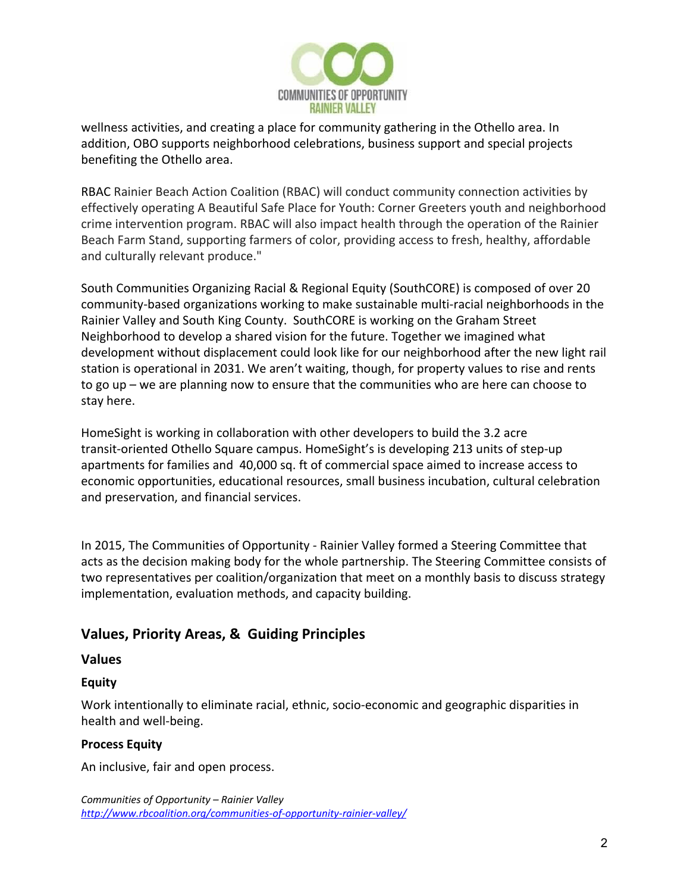wellness activities, and creating a place for community gathering in the Othello area. In addition, OBO supports neighborhood celebrations, business support and special projects benefiting the Othello area.

RBAC Rainier Beach Action Coalition (RBAC) will conduct community connection activities by effectively operating A Beautiful Safe Place for Youth: Corner Greeters youth and neighborhood crime intervention program. RBAC will also impact health through the operation of the Rainier Beach Farm Stand, supporting farmers of color, providing access to fresh, healthy, affordable and culturally relevant produce."

South Communities Organizing Racial & Regional Equity (SouthCORE) is composed of over 20 community-based organizations working to make sustainable multi-racial neighborhoods in the Rainier Valley and South King County. SouthCORE is working on the Graham Street Neighborhood to develop a shared vision for the future. Together we imagined what development without displacement could look like for our neighborhood after the new light rail station is operational in 2031. We aren't waiting, though, for property values to rise and rents to go up – we are planning now to ensure that the communities who are here can choose to stay here.

HomeSight is working in collaboration with other developers to build the 3.2 acre transit-oriented Othello Square campus. HomeSight's is developing 213 units of step-up apartments for families and 40,000 sq. ft of commercial space aimed to increase access to economic opportunities, educational resources, small business incubation, cultural celebration and preservation, and financial services.

In 2015, The Communities of Opportunity - Rainier Valley formed a Steering Committee that acts as the decision making body for the whole partnership. The Steering Committee consists of two representatives per coalition/organization that meet on a monthly basis to discuss strategy implementation, evaluation methods, and capacity building.

## Values, Priority Areas, & Guiding Principles

### Values

#### Equity

Work intentionally to eliminate racial, ethnic, socio-economic and geographic disparities in health and well-being.

#### Process Equity

An inclusive, fair and open process.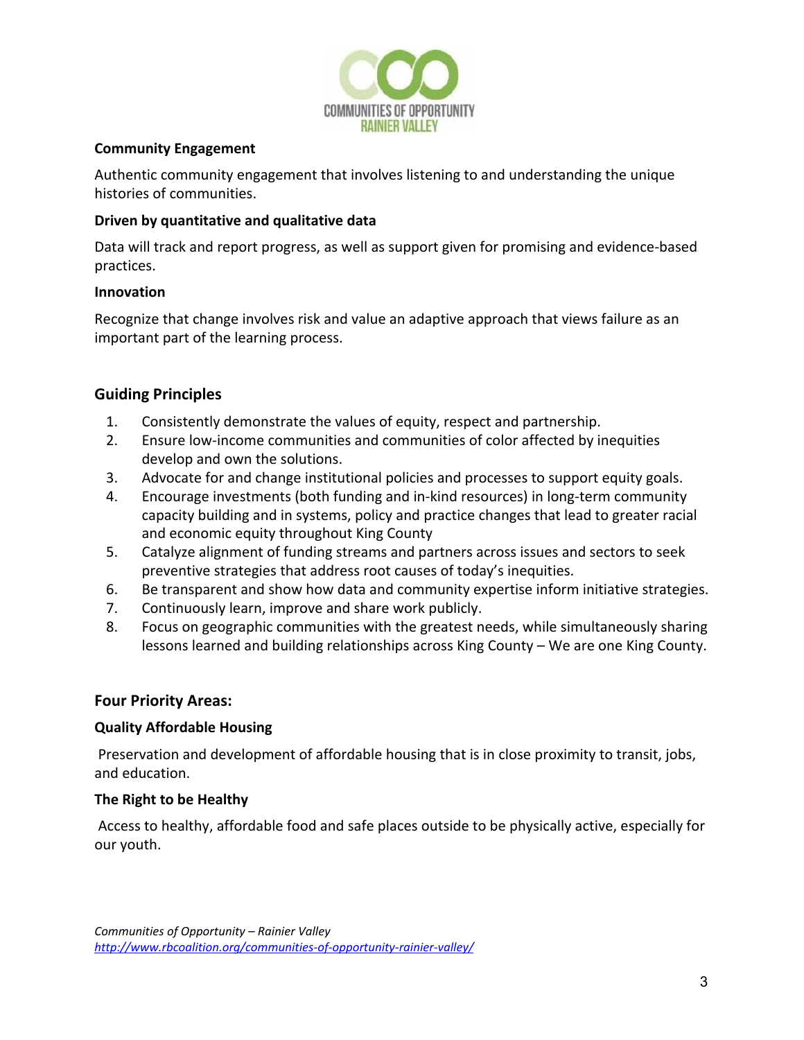**Community Engagement**

Authentic community engagement that involves listening to and understanding the unique histories of communities.

**Driven by quantitative and qualitative data**

Data will track and report progress, as well as support given for promising and evidence-based practices.

**Innovation**

Recognize that change involves risk and value an adaptive approach that views failure as an important part of the learning process.

## Guiding Principles

1. Consistently demonstrate the values of equity, respect and partnership.
2. Ensure low-income communities and communities of color affected by inequities develop and own the solutions.
3. Advocate for and change institutional policies and processes to support equity goals.
4. Encourage investments (both funding and in-kind resources) in long-term community capacity building and in systems, policy and practice changes that lead to greater racial and economic equity throughout King County
5. Catalyze alignment of funding streams and partners across issues and sectors to seek preventive strategies that address root causes of today's inequities.
6. Be transparent and show how data and community expertise inform initiative strategies.
7. Continuously learn, improve and share work publicly.
8. Focus on geographic communities with the greatest needs, while simultaneously sharing lessons learned and building relationships across King County – We are one King County.

## Four Priority Areas:

**Quality Affordable Housing**

Preservation and development of affordable housing that is in close proximity to transit, jobs, and education.

**The Right to be Healthy**

Access to healthy, affordable food and safe places outside to be physically active, especially for our youth.

*Communities of Opportunity – Rainier Valley*
*http://www.rbcoalition.org/communities-of-opportunity-rainier-valley/*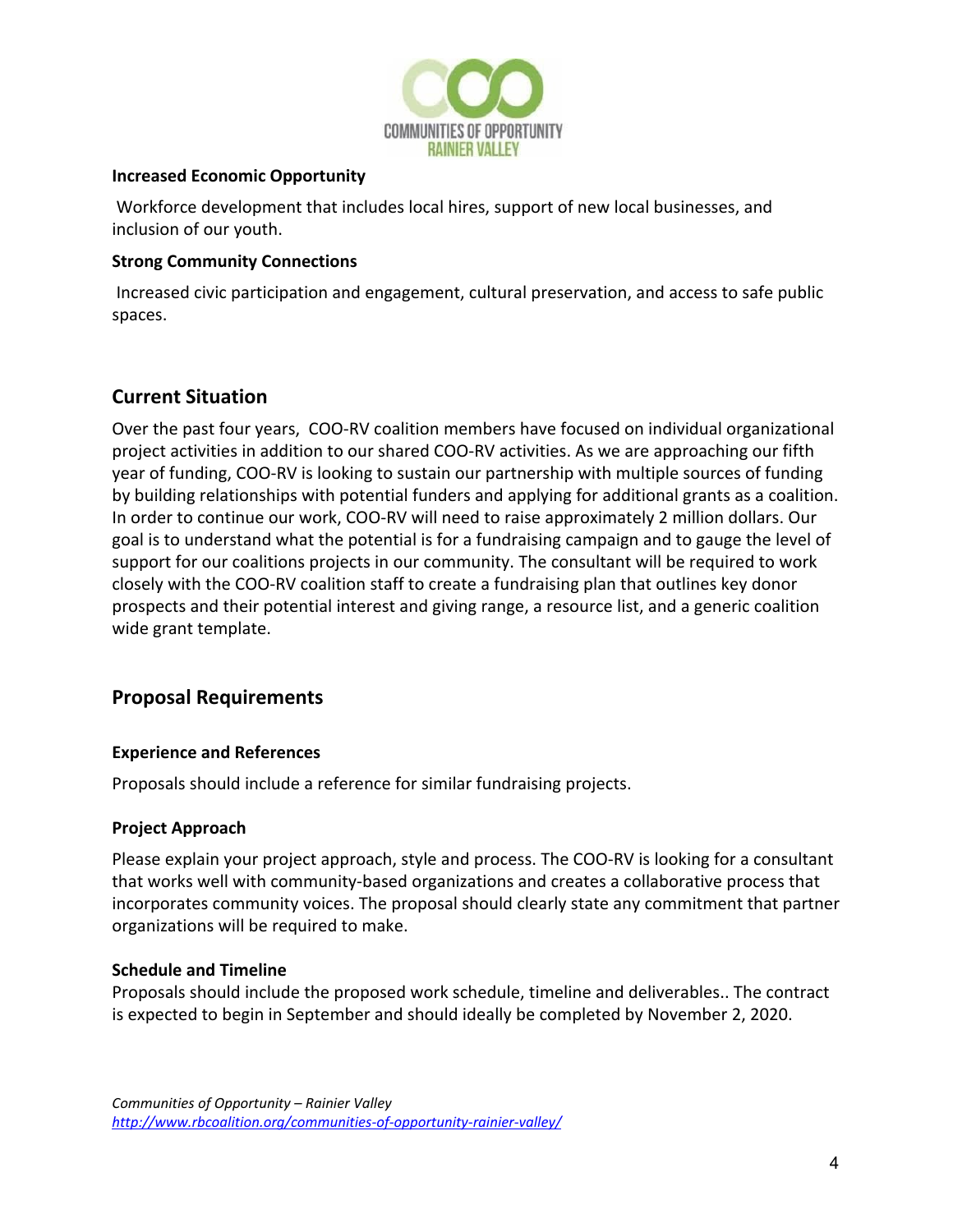**Increased Economic Opportunity**

Workforce development that includes local hires, support of new local businesses, and inclusion of our youth.

**Strong Community Connections**

Increased civic participation and engagement, cultural preservation, and access to safe public spaces.

## Current Situation

Over the past four years, COO-RV coalition members have focused on individual organizational project activities in addition to our shared COO-RV activities. As we are approaching our fifth year of funding, COO-RV is looking to sustain our partnership with multiple sources of funding by building relationships with potential funders and applying for additional grants as a coalition. In order to continue our work, COO-RV will need to raise approximately 2 million dollars. Our goal is to understand what the potential is for a fundraising campaign and to gauge the level of support for our coalitions projects in our community. The consultant will be required to work closely with the COO-RV coalition staff to create a fundraising plan that outlines key donor prospects and their potential interest and giving range, a resource list, and a generic coalition wide grant template.

## Proposal Requirements

### Experience and References

Proposals should include a reference for similar fundraising projects.

### Project Approach

Please explain your project approach, style and process. The COO-RV is looking for a consultant that works well with community-based organizations and creates a collaborative process that incorporates community voices. The proposal should clearly state any commitment that partner organizations will be required to make.

### Schedule and Timeline

Proposals should include the proposed work schedule, timeline and deliverables.. The contract is expected to begin in September and should ideally be completed by November 2, 2020.

*Communities of Opportunity – Rainier Valley*
*http://www.rbcoalition.org/communities-of-opportunity-rainier-valley/*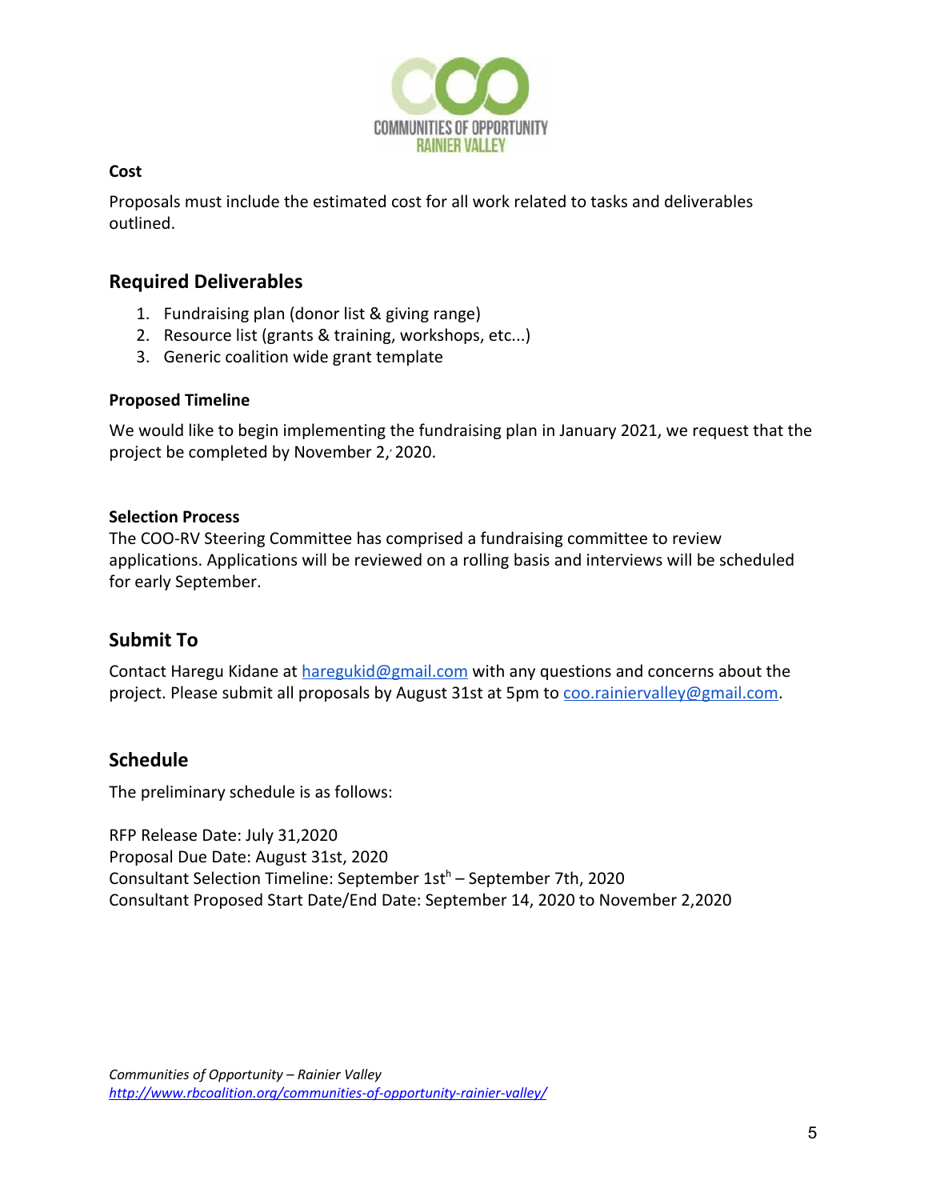**Cost**

Proposals must include the estimated cost for all work related to tasks and deliverables outlined.

## Required Deliverables

1. Fundraising plan (donor list & giving range)
2. Resource list (grants & training, workshops, etc...)
3. Generic coalition wide grant template

**Proposed Timeline**

We would like to begin implementing the fundraising plan in January 2021, we request that the project be completed by November 2, 2020.

**Selection Process**

The COO-RV Steering Committee has comprised a fundraising committee to review applications. Applications will be reviewed on a rolling basis and interviews will be scheduled for early September.

## Submit To

Contact Haregu Kidane at haregukid@gmail.com with any questions and concerns about the project. Please submit all proposals by August 31st at 5pm to coo.rainiervalley@gmail.com.

## Schedule

The preliminary schedule is as follows:

RFP Release Date: July 31,2020
Proposal Due Date: August 31st, 2020
Consultant Selection Timeline: September 1st – September 7th, 2020
Consultant Proposed Start Date/End Date: September 14, 2020 to November 2,2020

*Communities of Opportunity – Rainier Valley*
*http://www.rbcoalition.org/communities-of-opportunity-rainier-valley/*